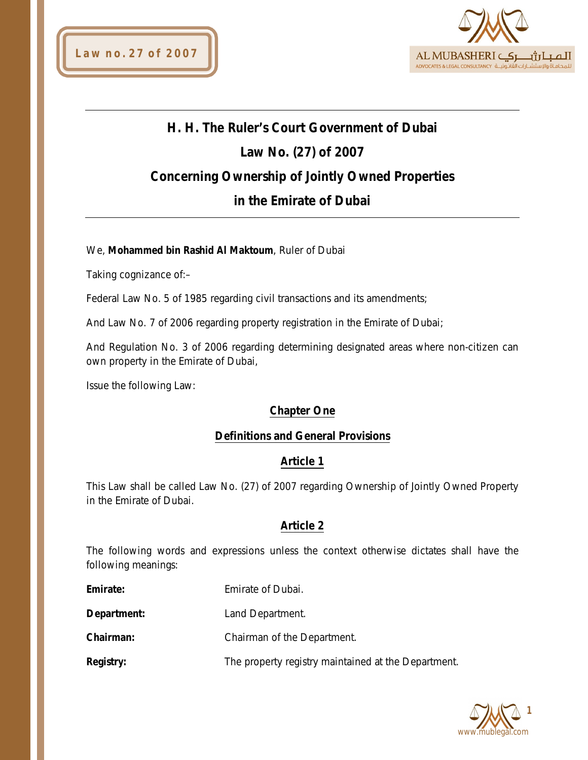# H. H. The Ruler's Court Government of Dubai

# Law No. (27) of 2007

# Concerning Ownership of Jointly Owned Properties in the Emirate of Dubai

We, **Mohammed bin Rashid Al Maktoum**, Ruler of Dubai

Taking cognizance of:–

Federal Law No. 5 of 1985 regarding civil transactions and its amendments;

And Law No. 7 of 2006 regarding property registration in the Emirate of Dubai;

And Regulation No. 3 of 2006 regarding determining designated areas where non-citizen can own property in the Emirate of Dubai,

Issue the following Law:

## Chapter One

## Definitions and General Provisions

### Article 1

This Law shall be called Law No. (27) of 2007 regarding Ownership of Jointly Owned Property in the Emirate of Dubai.

### Article 2

The following words and expressions unless the context otherwise dictates shall have the following meanings:

**Emirate:** Emirate of Dubai.

**Department:** Land Department.

**Chairman:** Chairman of the Department.

**Registry:** The property registry maintained at the Department.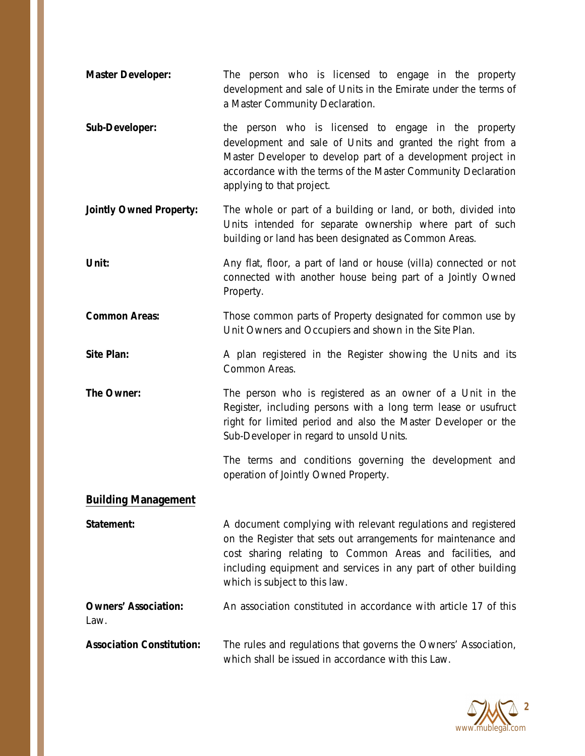**Master Developer:** The person who is licensed to engage in the property development and sale of Units in the Emirate under the terms of a Master Community Declaration.

**Sub-Developer:** the person who is licensed to engage in the property development and sale of Units and granted the right from a Master Developer to develop part of a development project in accordance with the terms of the Master Community Declaration applying to that project.

**Jointly Owned Property:** The whole or part of a building or land, or both, divided into Units intended for separate ownership where part of such building or land has been designated as Common Areas.

**Unit:** Any flat, floor, a part of land or house (villa) connected or not connected with another house being part of a Jointly Owned Property.

**Common Areas:** Those common parts of Property designated for common use by Unit Owners and Occupiers and shown in the Site Plan.

**Site Plan:** A plan registered in the Register showing the Units and its Common Areas.

**The Owner:** The person who is registered as an owner of a Unit in the Register, including persons with a long term lease or usufruct right for limited period and also the Master Developer or the Sub-Developer in regard to unsold Units.

The terms and conditions governing the development and operation of Jointly Owned Property.

**Building Management**

**Statement:** A document complying with relevant regulations and registered on the Register that sets out arrangements for maintenance and cost sharing relating to Common Areas and facilities, and including equipment and services in any part of other building which is subject to this law.

**Owners' Association:** An association constituted in accordance with article 17 of this Law.

**Association Constitution:** The rules and regulations that governs the Owners' Association, which shall be issued in accordance with this Law.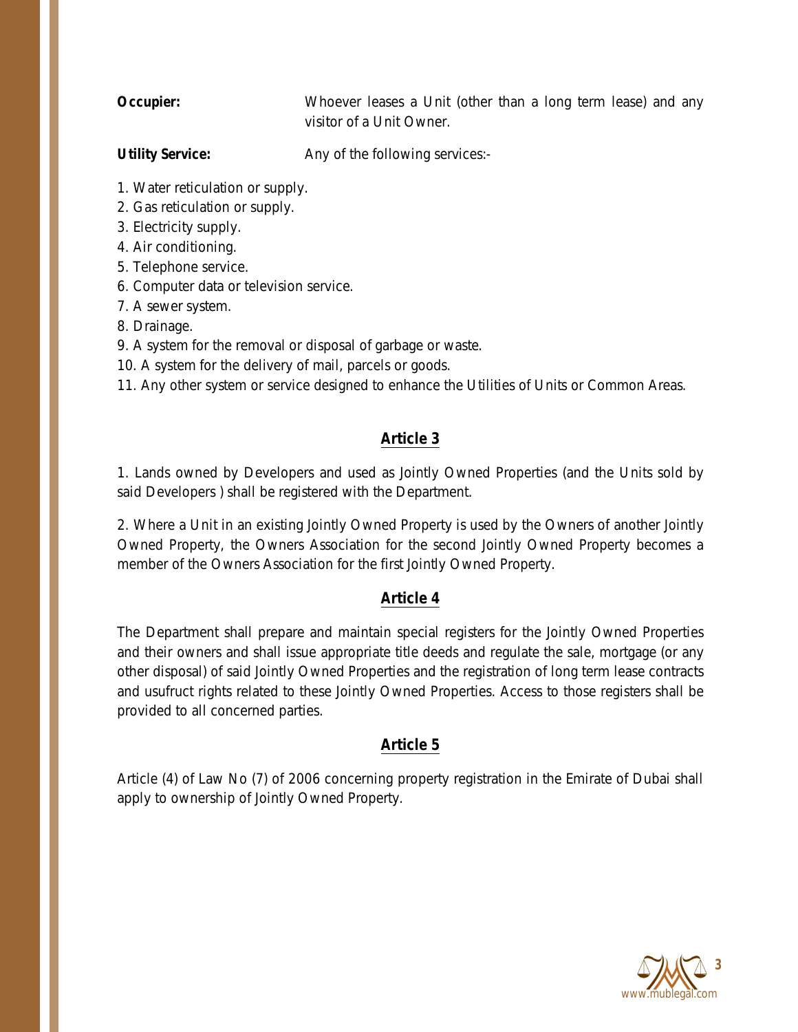**Occupier:** Whoever leases a Unit (other than a long term lease) and any visitor of a Unit Owner.

**Utility Service:** Any of the following services:-

1. Water reticulation or supply.
2. Gas reticulation or supply.
3. Electricity supply.
4. Air conditioning.
5. Telephone service.
6. Computer data or television service.
7. A sewer system.
8. Drainage.
9. A system for the removal or disposal of garbage or waste.
10. A system for the delivery of mail, parcels or goods.
11. Any other system or service designed to enhance the Utilities of Units or Common Areas.

## Article 3

1. Lands owned by Developers and used as Jointly Owned Properties (and the Units sold by said Developers ) shall be registered with the Department.

2. Where a Unit in an existing Jointly Owned Property is used by the Owners of another Jointly Owned Property, the Owners Association for the second Jointly Owned Property becomes a member of the Owners Association for the first Jointly Owned Property.

## Article 4

The Department shall prepare and maintain special registers for the Jointly Owned Properties and their owners and shall issue appropriate title deeds and regulate the sale, mortgage (or any other disposal) of said Jointly Owned Properties and the registration of long term lease contracts and usufruct rights related to these Jointly Owned Properties. Access to those registers shall be provided to all concerned parties.

## Article 5

Article (4) of Law No (7) of 2006 concerning property registration in the Emirate of Dubai shall apply to ownership of Jointly Owned Property.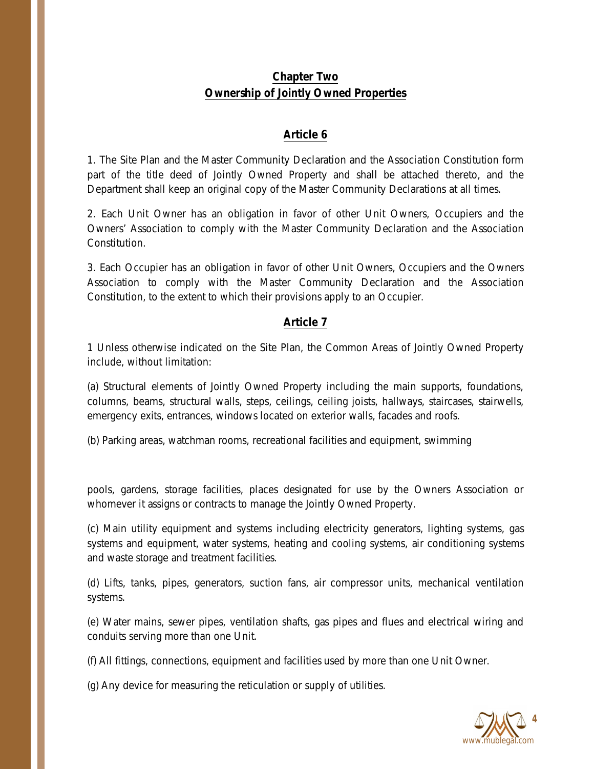## Chapter Two
## Ownership of Jointly Owned Properties

### Article 6

1. The Site Plan and the Master Community Declaration and the Association Constitution form part of the title deed of Jointly Owned Property and shall be attached thereto, and the Department shall keep an original copy of the Master Community Declarations at all times.

2. Each Unit Owner has an obligation in favor of other Unit Owners, Occupiers and the Owners' Association to comply with the Master Community Declaration and the Association Constitution.

3. Each Occupier has an obligation in favor of other Unit Owners, Occupiers and the Owners Association to comply with the Master Community Declaration and the Association Constitution, to the extent to which their provisions apply to an Occupier.

### Article 7

1 Unless otherwise indicated on the Site Plan, the Common Areas of Jointly Owned Property include, without limitation:

(a) Structural elements of Jointly Owned Property including the main supports, foundations, columns, beams, structural walls, steps, ceilings, ceiling joists, hallways, staircases, stairwells, emergency exits, entrances, windows located on exterior walls, facades and roofs.

(b) Parking areas, watchman rooms, recreational facilities and equipment, swimming pools, gardens, storage facilities, places designated for use by the Owners Association or whomever it assigns or contracts to manage the Jointly Owned Property.

(c) Main utility equipment and systems including electricity generators, lighting systems, gas systems and equipment, water systems, heating and cooling systems, air conditioning systems and waste storage and treatment facilities.

(d) Lifts, tanks, pipes, generators, suction fans, air compressor units, mechanical ventilation systems.

(e) Water mains, sewer pipes, ventilation shafts, gas pipes and flues and electrical wiring and conduits serving more than one Unit.

(f) All fittings, connections, equipment and facilities used by more than one Unit Owner.

(g) Any device for measuring the reticulation or supply of utilities.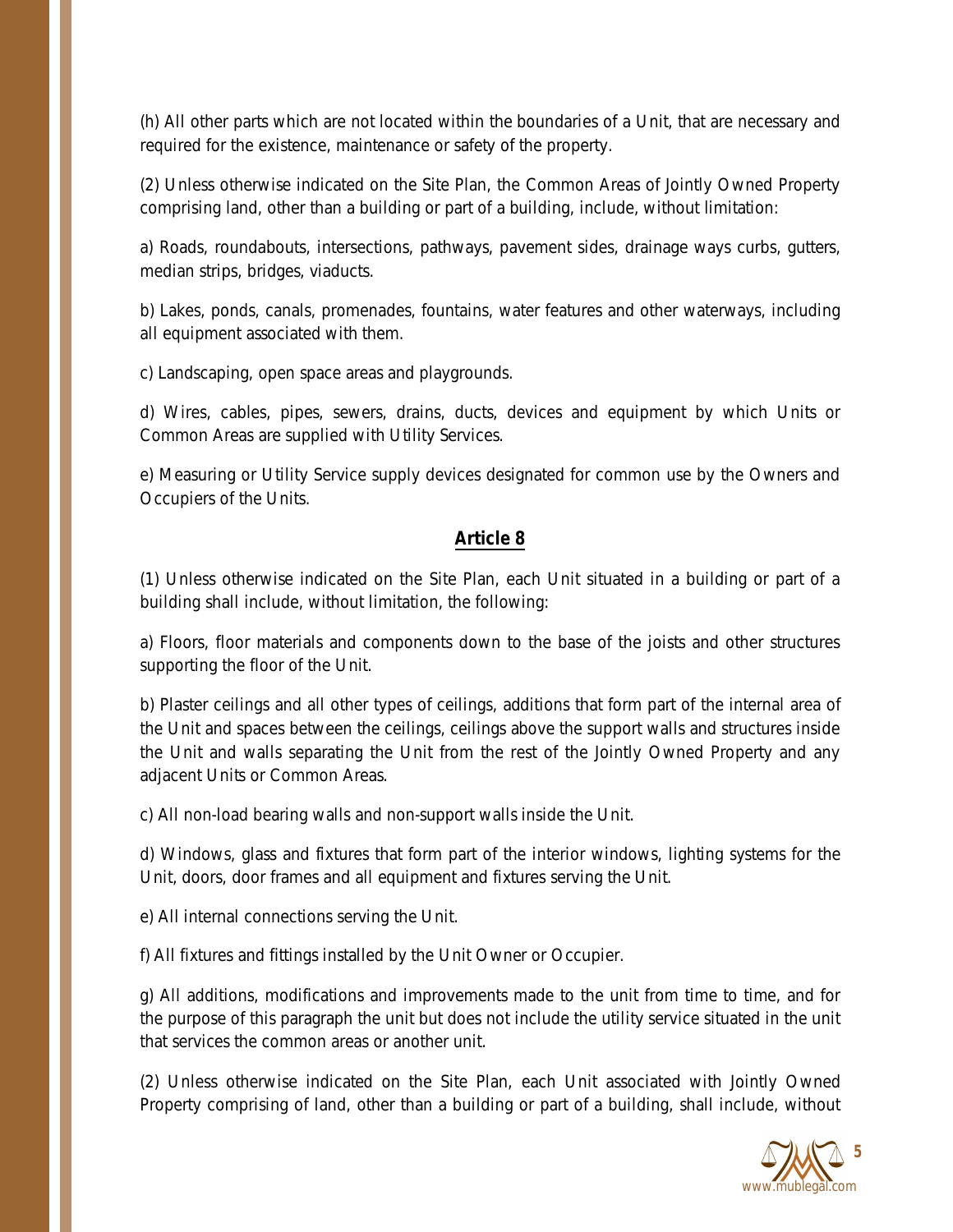(h) All other parts which are not located within the boundaries of a Unit, that are necessary and required for the existence, maintenance or safety of the property.

(2) Unless otherwise indicated on the Site Plan, the Common Areas of Jointly Owned Property comprising land, other than a building or part of a building, include, without limitation:

a) Roads, roundabouts, intersections, pathways, pavement sides, drainage ways curbs, gutters, median strips, bridges, viaducts.

b) Lakes, ponds, canals, promenades, fountains, water features and other waterways, including all equipment associated with them.

c) Landscaping, open space areas and playgrounds.

d) Wires, cables, pipes, sewers, drains, ducts, devices and equipment by which Units or Common Areas are supplied with Utility Services.

e) Measuring or Utility Service supply devices designated for common use by the Owners and Occupiers of the Units.

## Article 8

(1) Unless otherwise indicated on the Site Plan, each Unit situated in a building or part of a building shall include, without limitation, the following:

a) Floors, floor materials and components down to the base of the joists and other structures supporting the floor of the Unit.

b) Plaster ceilings and all other types of ceilings, additions that form part of the internal area of the Unit and spaces between the ceilings, ceilings above the support walls and structures inside the Unit and walls separating the Unit from the rest of the Jointly Owned Property and any adjacent Units or Common Areas.

c) All non-load bearing walls and non-support walls inside the Unit.

d) Windows, glass and fixtures that form part of the interior windows, lighting systems for the Unit, doors, door frames and all equipment and fixtures serving the Unit.

e) All internal connections serving the Unit.

f) All fixtures and fittings installed by the Unit Owner or Occupier.

g) All additions, modifications and improvements made to the unit from time to time, and for the purpose of this paragraph the unit but does not include the utility service situated in the unit that services the common areas or another unit.

(2) Unless otherwise indicated on the Site Plan, each Unit associated with Jointly Owned Property comprising of land, other than a building or part of a building, shall include, without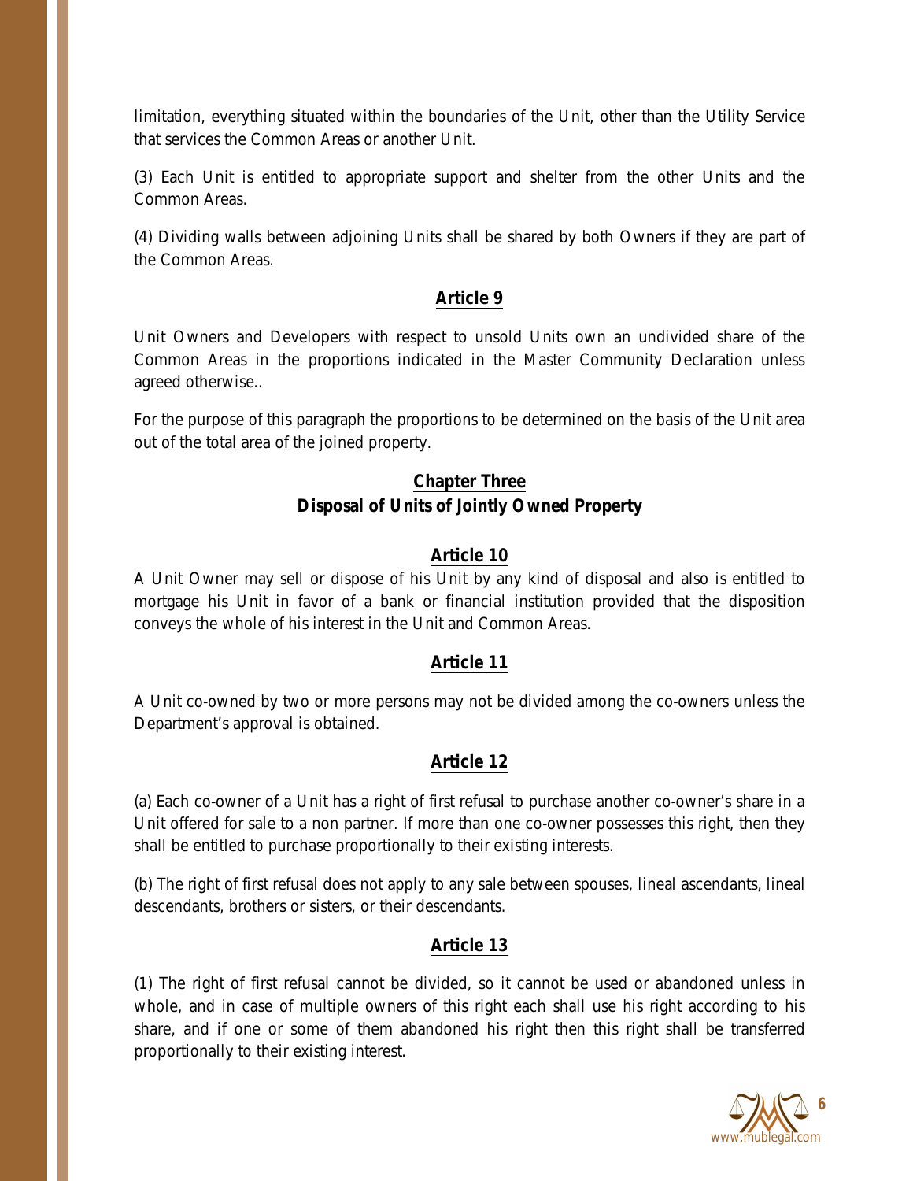limitation, everything situated within the boundaries of the Unit, other than the Utility Service that services the Common Areas or another Unit.

(3) Each Unit is entitled to appropriate support and shelter from the other Units and the Common Areas.

(4) Dividing walls between adjoining Units shall be shared by both Owners if they are part of the Common Areas.

## **Article 9**

Unit Owners and Developers with respect to unsold Units own an undivided share of the Common Areas in the proportions indicated in the Master Community Declaration unless agreed otherwise..

For the purpose of this paragraph the proportions to be determined on the basis of the Unit area out of the total area of the joined property.

# **Chapter Three**
# **Disposal of Units of Jointly Owned Property**

## **Article 10**

A Unit Owner may sell or dispose of his Unit by any kind of disposal and also is entitled to mortgage his Unit in favor of a bank or financial institution provided that the disposition conveys the whole of his interest in the Unit and Common Areas.

## **Article 11**

A Unit co-owned by two or more persons may not be divided among the co-owners unless the Department's approval is obtained.

## **Article 12**

(a) Each co-owner of a Unit has a right of first refusal to purchase another co-owner's share in a Unit offered for sale to a non partner. If more than one co-owner possesses this right, then they shall be entitled to purchase proportionally to their existing interests.

(b) The right of first refusal does not apply to any sale between spouses, lineal ascendants, lineal descendants, brothers or sisters, or their descendants.

## **Article 13**

(1) The right of first refusal cannot be divided, so it cannot be used or abandoned unless in whole, and in case of multiple owners of this right each shall use his right according to his share, and if one or some of them abandoned his right then this right shall be transferred proportionally to their existing interest.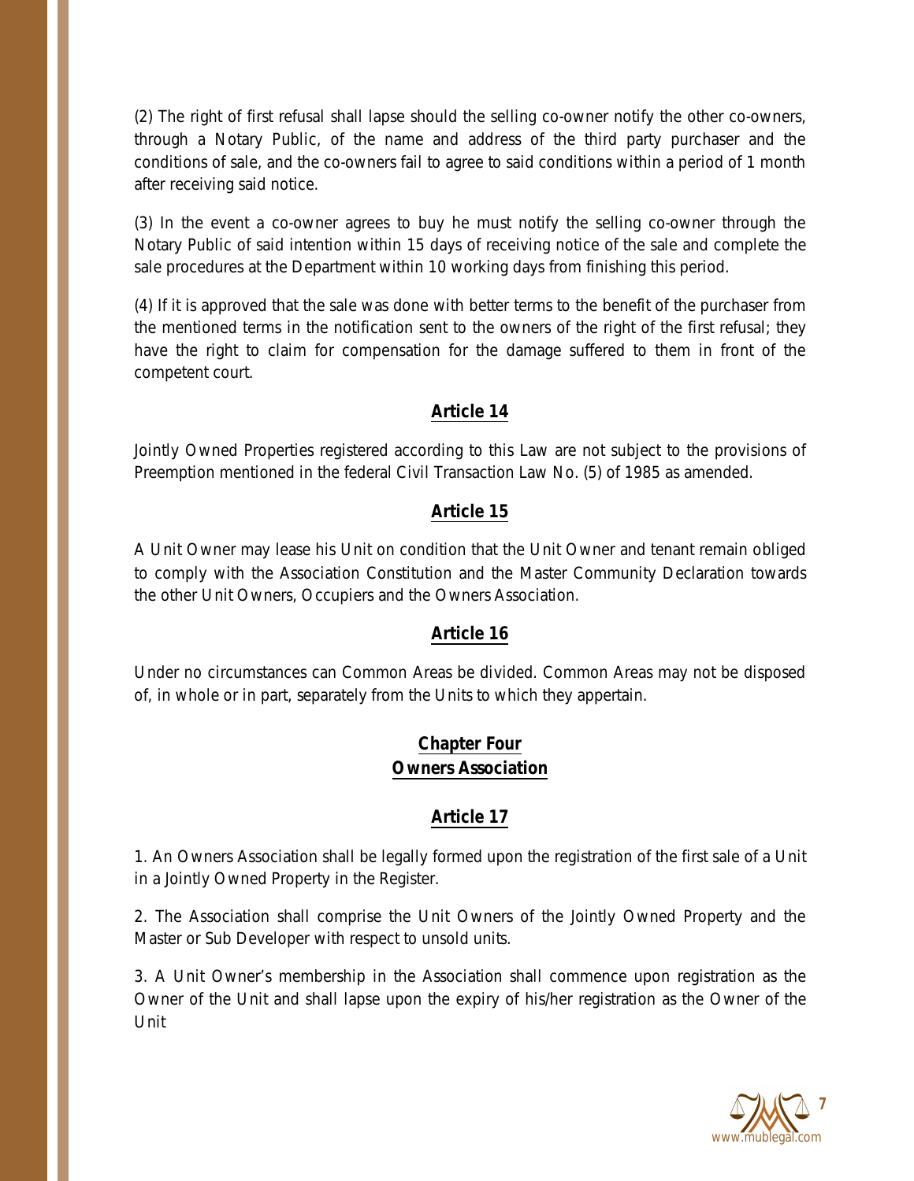(2) The right of first refusal shall lapse should the selling co-owner notify the other co-owners, through a Notary Public, of the name and address of the third party purchaser and the conditions of sale, and the co-owners fail to agree to said conditions within a period of 1 month after receiving said notice.

(3) In the event a co-owner agrees to buy he must notify the selling co-owner through the Notary Public of said intention within 15 days of receiving notice of the sale and complete the sale procedures at the Department within 10 working days from finishing this period.

(4) If it is approved that the sale was done with better terms to the benefit of the purchaser from the mentioned terms in the notification sent to the owners of the right of the first refusal; they have the right to claim for compensation for the damage suffered to them in front of the competent court.

## Article 14

Jointly Owned Properties registered according to this Law are not subject to the provisions of Preemption mentioned in the federal Civil Transaction Law No. (5) of 1985 as amended.

## Article 15

A Unit Owner may lease his Unit on condition that the Unit Owner and tenant remain obliged to comply with the Association Constitution and the Master Community Declaration towards the other Unit Owners, Occupiers and the Owners Association.

## Article 16

Under no circumstances can Common Areas be divided. Common Areas may not be disposed of, in whole or in part, separately from the Units to which they appertain.

# Chapter Four
# Owners Association

## Article 17

1. An Owners Association shall be legally formed upon the registration of the first sale of a Unit in a Jointly Owned Property in the Register.

2. The Association shall comprise the Unit Owners of the Jointly Owned Property and the Master or Sub Developer with respect to unsold units.

3. A Unit Owner's membership in the Association shall commence upon registration as the Owner of the Unit and shall lapse upon the expiry of his/her registration as the Owner of the Unit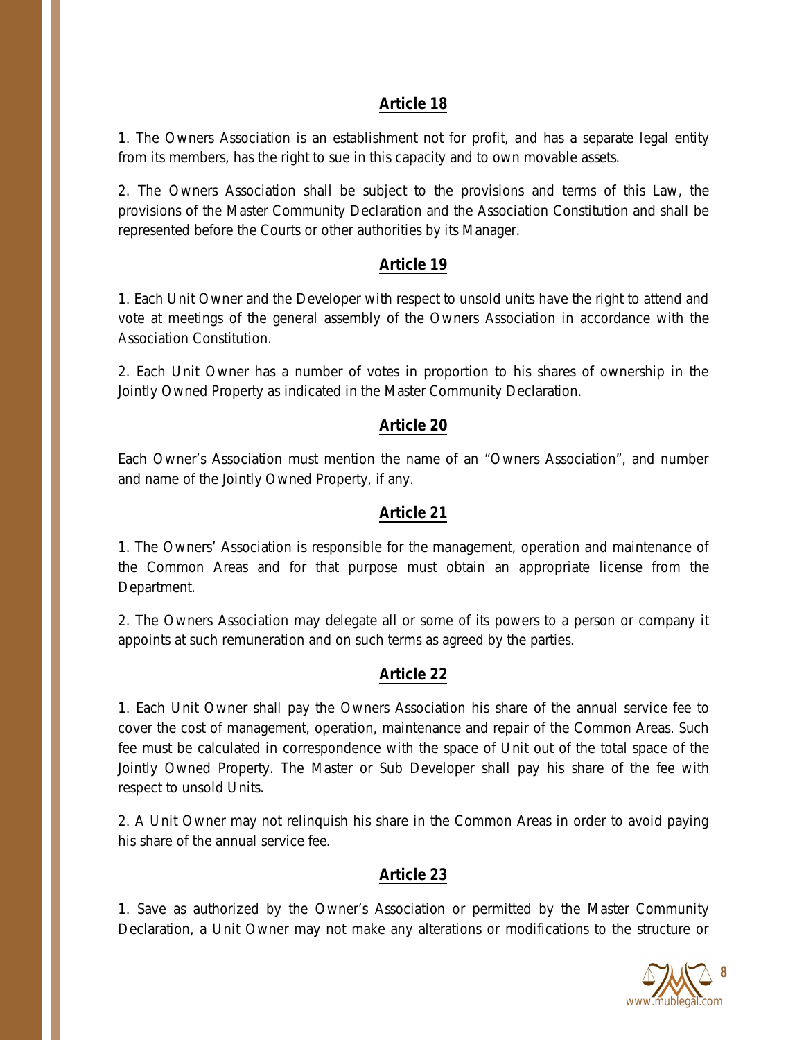## Article 18

1. The Owners Association is an establishment not for profit, and has a separate legal entity from its members, has the right to sue in this capacity and to own movable assets.

2. The Owners Association shall be subject to the provisions and terms of this Law, the provisions of the Master Community Declaration and the Association Constitution and shall be represented before the Courts or other authorities by its Manager.

## Article 19

1. Each Unit Owner and the Developer with respect to unsold units have the right to attend and vote at meetings of the general assembly of the Owners Association in accordance with the Association Constitution.

2. Each Unit Owner has a number of votes in proportion to his shares of ownership in the Jointly Owned Property as indicated in the Master Community Declaration.

## Article 20

Each Owner's Association must mention the name of an "Owners Association", and number and name of the Jointly Owned Property, if any.

## Article 21

1. The Owners' Association is responsible for the management, operation and maintenance of the Common Areas and for that purpose must obtain an appropriate license from the Department.

2. The Owners Association may delegate all or some of its powers to a person or company it appoints at such remuneration and on such terms as agreed by the parties.

## Article 22

1. Each Unit Owner shall pay the Owners Association his share of the annual service fee to cover the cost of management, operation, maintenance and repair of the Common Areas. Such fee must be calculated in correspondence with the space of Unit out of the total space of the Jointly Owned Property. The Master or Sub Developer shall pay his share of the fee with respect to unsold Units.

2. A Unit Owner may not relinquish his share in the Common Areas in order to avoid paying his share of the annual service fee.

## Article 23

1. Save as authorized by the Owner's Association or permitted by the Master Community Declaration, a Unit Owner may not make any alterations or modifications to the structure or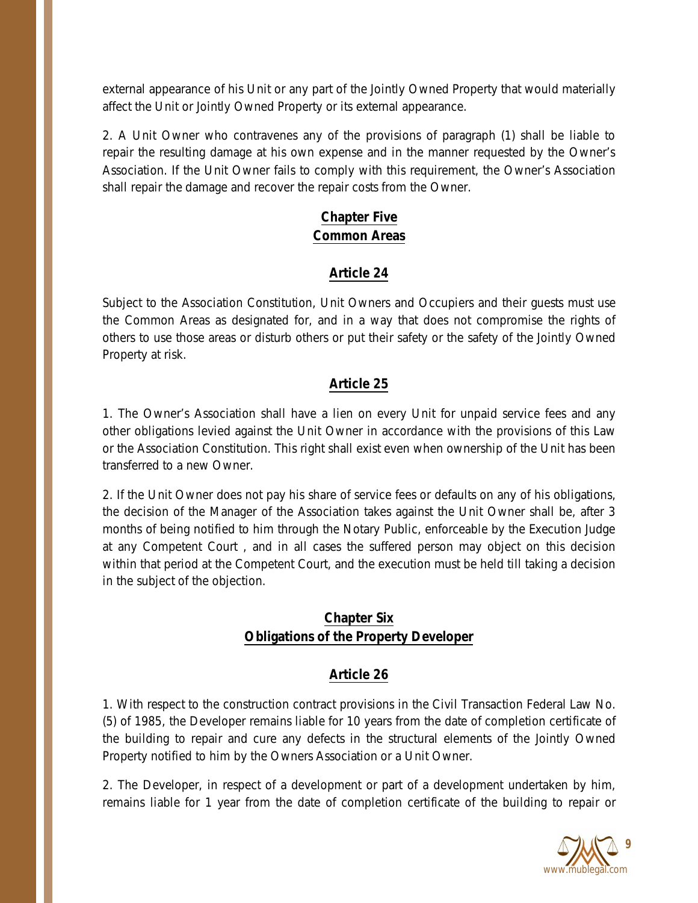external appearance of his Unit or any part of the Jointly Owned Property that would materially affect the Unit or Jointly Owned Property or its external appearance.

2. A Unit Owner who contravenes any of the provisions of paragraph (1) shall be liable to repair the resulting damage at his own expense and in the manner requested by the Owner's Association. If the Unit Owner fails to comply with this requirement, the Owner's Association shall repair the damage and recover the repair costs from the Owner.

## Chapter Five
## Common Areas

### Article 24

Subject to the Association Constitution, Unit Owners and Occupiers and their guests must use the Common Areas as designated for, and in a way that does not compromise the rights of others to use those areas or disturb others or put their safety or the safety of the Jointly Owned Property at risk.

### Article 25

1. The Owner's Association shall have a lien on every Unit for unpaid service fees and any other obligations levied against the Unit Owner in accordance with the provisions of this Law or the Association Constitution. This right shall exist even when ownership of the Unit has been transferred to a new Owner.

2. If the Unit Owner does not pay his share of service fees or defaults on any of his obligations, the decision of the Manager of the Association takes against the Unit Owner shall be, after 3 months of being notified to him through the Notary Public, enforceable by the Execution Judge at any Competent Court , and in all cases the suffered person may object on this decision within that period at the Competent Court, and the execution must be held till taking a decision in the subject of the objection.

## Chapter Six
## Obligations of the Property Developer

### Article 26

1. With respect to the construction contract provisions in the Civil Transaction Federal Law No. (5) of 1985, the Developer remains liable for 10 years from the date of completion certificate of the building to repair and cure any defects in the structural elements of the Jointly Owned Property notified to him by the Owners Association or a Unit Owner.

2. The Developer, in respect of a development or part of a development undertaken by him, remains liable for 1 year from the date of completion certificate of the building to repair or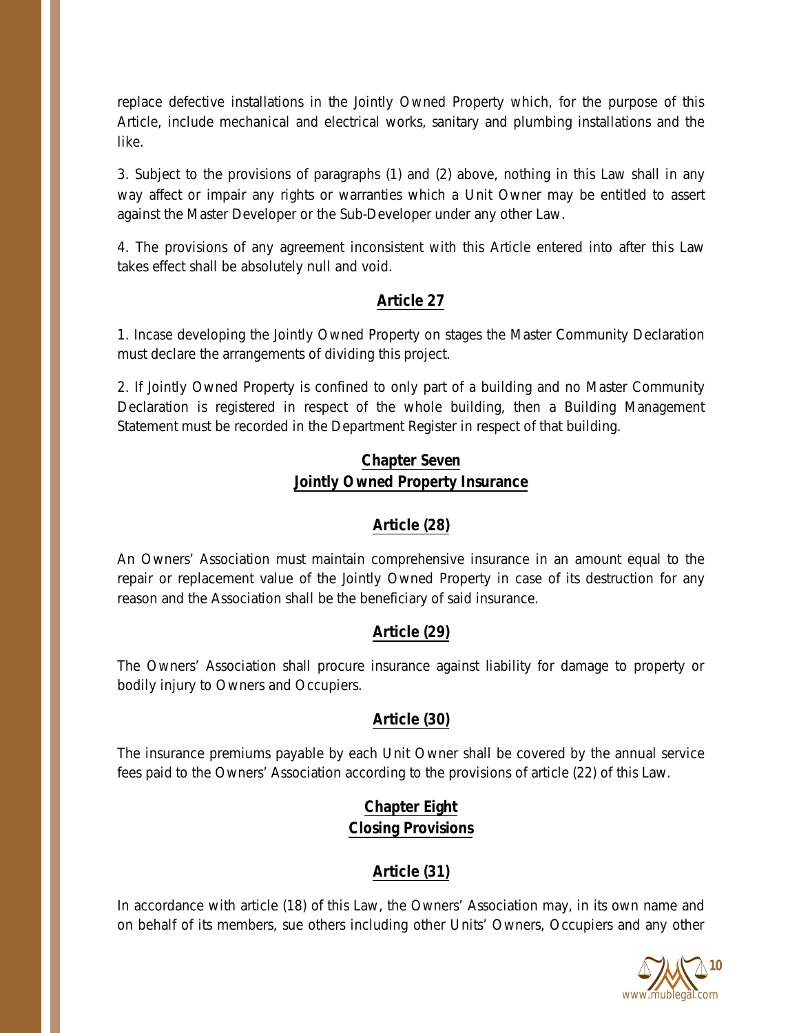replace defective installations in the Jointly Owned Property which, for the purpose of this Article, include mechanical and electrical works, sanitary and plumbing installations and the like.

3. Subject to the provisions of paragraphs (1) and (2) above, nothing in this Law shall in any way affect or impair any rights or warranties which a Unit Owner may be entitled to assert against the Master Developer or the Sub-Developer under any other Law.

4. The provisions of any agreement inconsistent with this Article entered into after this Law takes effect shall be absolutely null and void.

### Article 27

1. Incase developing the Jointly Owned Property on stages the Master Community Declaration must declare the arrangements of dividing this project.

2. If Jointly Owned Property is confined to only part of a building and no Master Community Declaration is registered in respect of the whole building, then a Building Management Statement must be recorded in the Department Register in respect of that building.

## Chapter Seven
## Jointly Owned Property Insurance

### Article (28)

An Owners' Association must maintain comprehensive insurance in an amount equal to the repair or replacement value of the Jointly Owned Property in case of its destruction for any reason and the Association shall be the beneficiary of said insurance.

### Article (29)

The Owners' Association shall procure insurance against liability for damage to property or bodily injury to Owners and Occupiers.

### Article (30)

The insurance premiums payable by each Unit Owner shall be covered by the annual service fees paid to the Owners' Association according to the provisions of article (22) of this Law.

## Chapter Eight
## Closing Provisions

### Article (31)

In accordance with article (18) of this Law, the Owners' Association may, in its own name and on behalf of its members, sue others including other Units' Owners, Occupiers and any other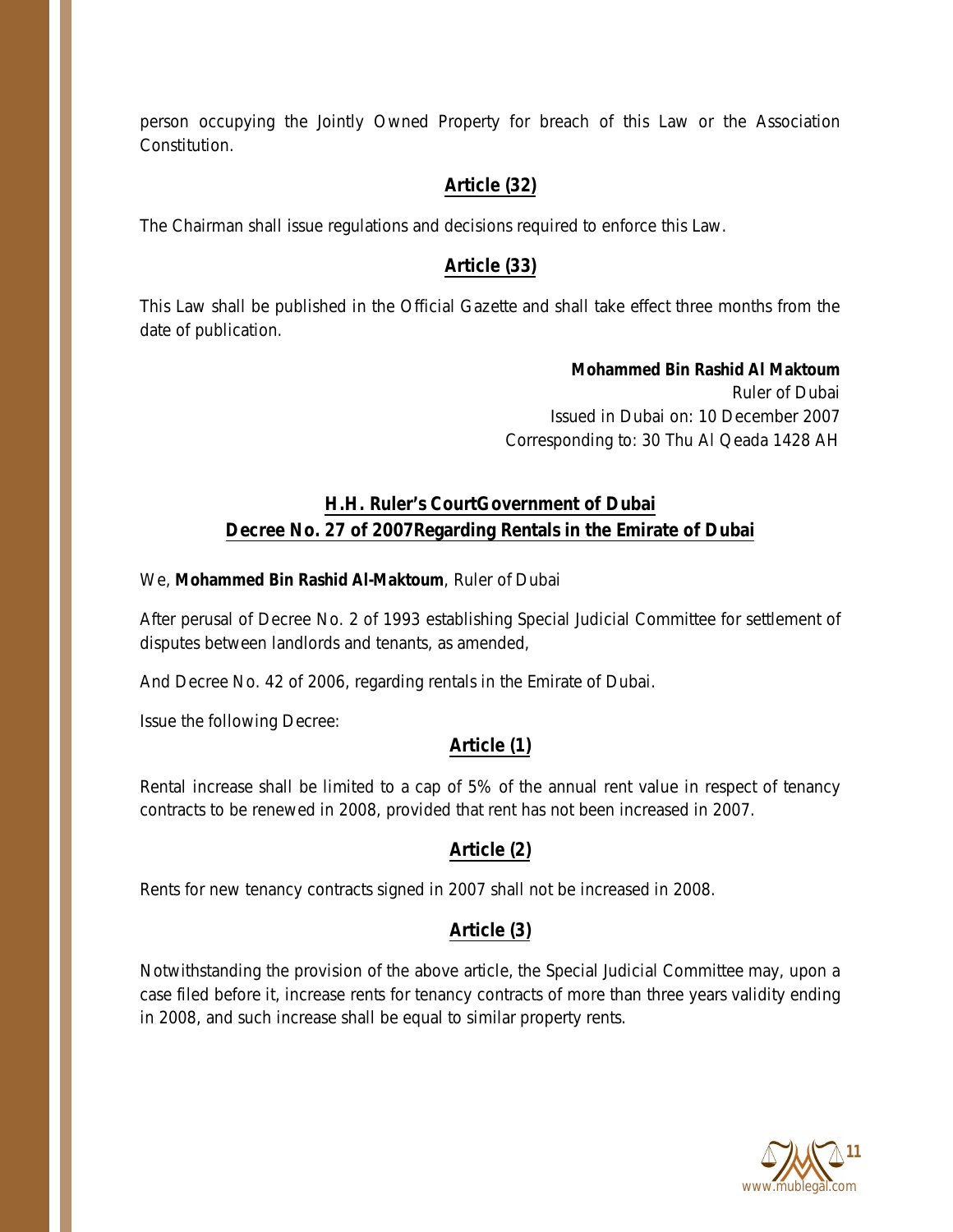person occupying the Jointly Owned Property for breach of this Law or the Association Constitution.

## Article (32)

The Chairman shall issue regulations and decisions required to enforce this Law.

## Article (33)

This Law shall be published in the Official Gazette and shall take effect three months from the date of publication.

**Mohammed Bin Rashid Al Maktoum**
Ruler of Dubai
Issued in Dubai on: 10 December 2007
Corresponding to: 30 Thu Al Qeada 1428 AH

# H.H. Ruler's CourtGovernment of Dubai
# Decree No. 27 of 2007Regarding Rentals in the Emirate of Dubai

We, **Mohammed Bin Rashid Al-Maktoum**, Ruler of Dubai

After perusal of Decree No. 2 of 1993 establishing Special Judicial Committee for settlement of disputes between landlords and tenants, as amended,

And Decree No. 42 of 2006, regarding rentals in the Emirate of Dubai.

Issue the following Decree:

## Article (1)

Rental increase shall be limited to a cap of 5% of the annual rent value in respect of tenancy contracts to be renewed in 2008, provided that rent has not been increased in 2007.

## Article (2)

Rents for new tenancy contracts signed in 2007 shall not be increased in 2008.

## Article (3)

Notwithstanding the provision of the above article, the Special Judicial Committee may, upon a case filed before it, increase rents for tenancy contracts of more than three years validity ending in 2008, and such increase shall be equal to similar property rents.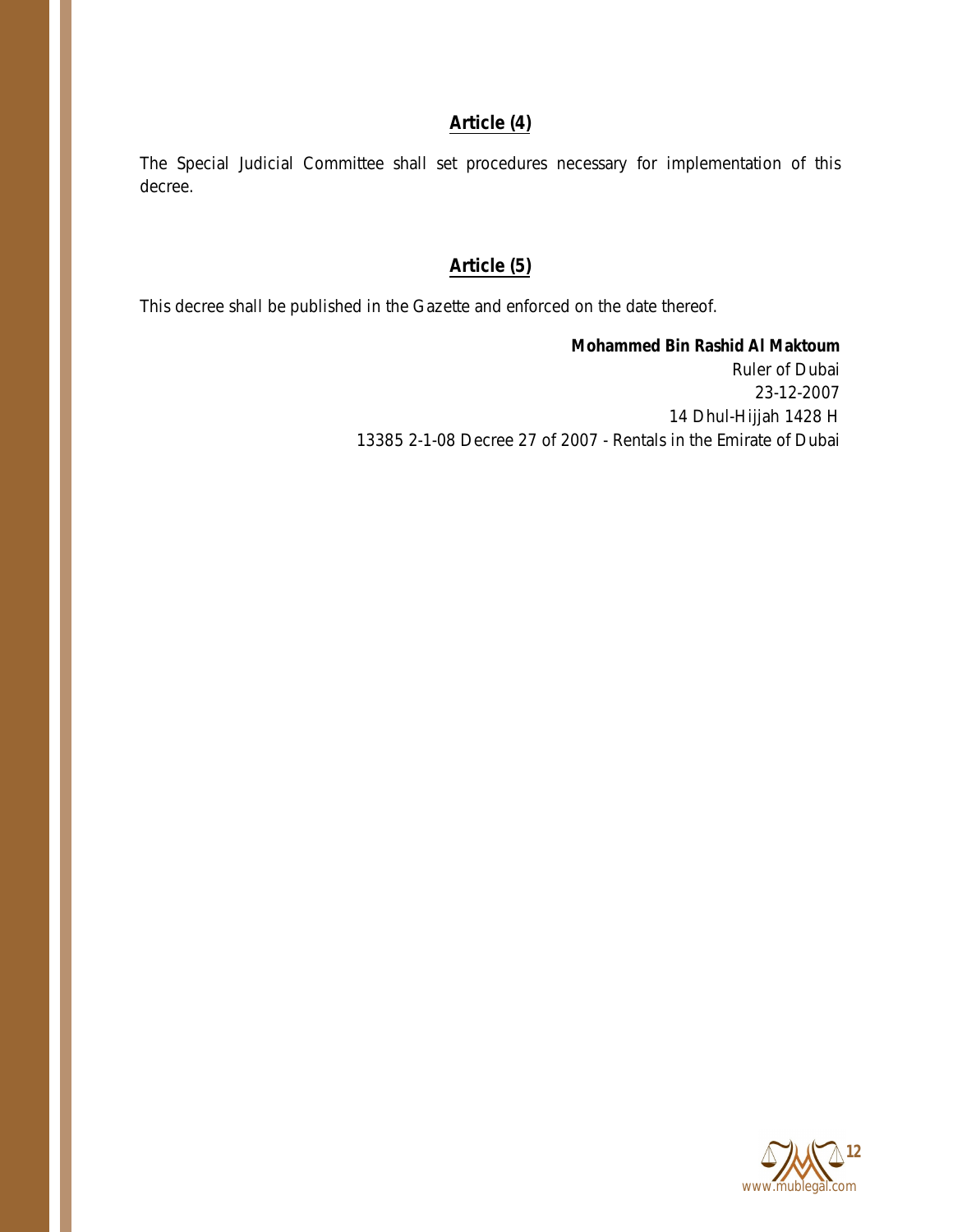## Article (4)

The Special Judicial Committee shall set procedures necessary for implementation of this decree.

## Article (5)

This decree shall be published in the Gazette and enforced on the date thereof.

**Mohammed Bin Rashid Al Maktoum**

Ruler of Dubai

23-12-2007

14 Dhul-Hijjah 1428 H

13385 2-1-08 Decree 27 of 2007 - Rentals in the Emirate of Dubai